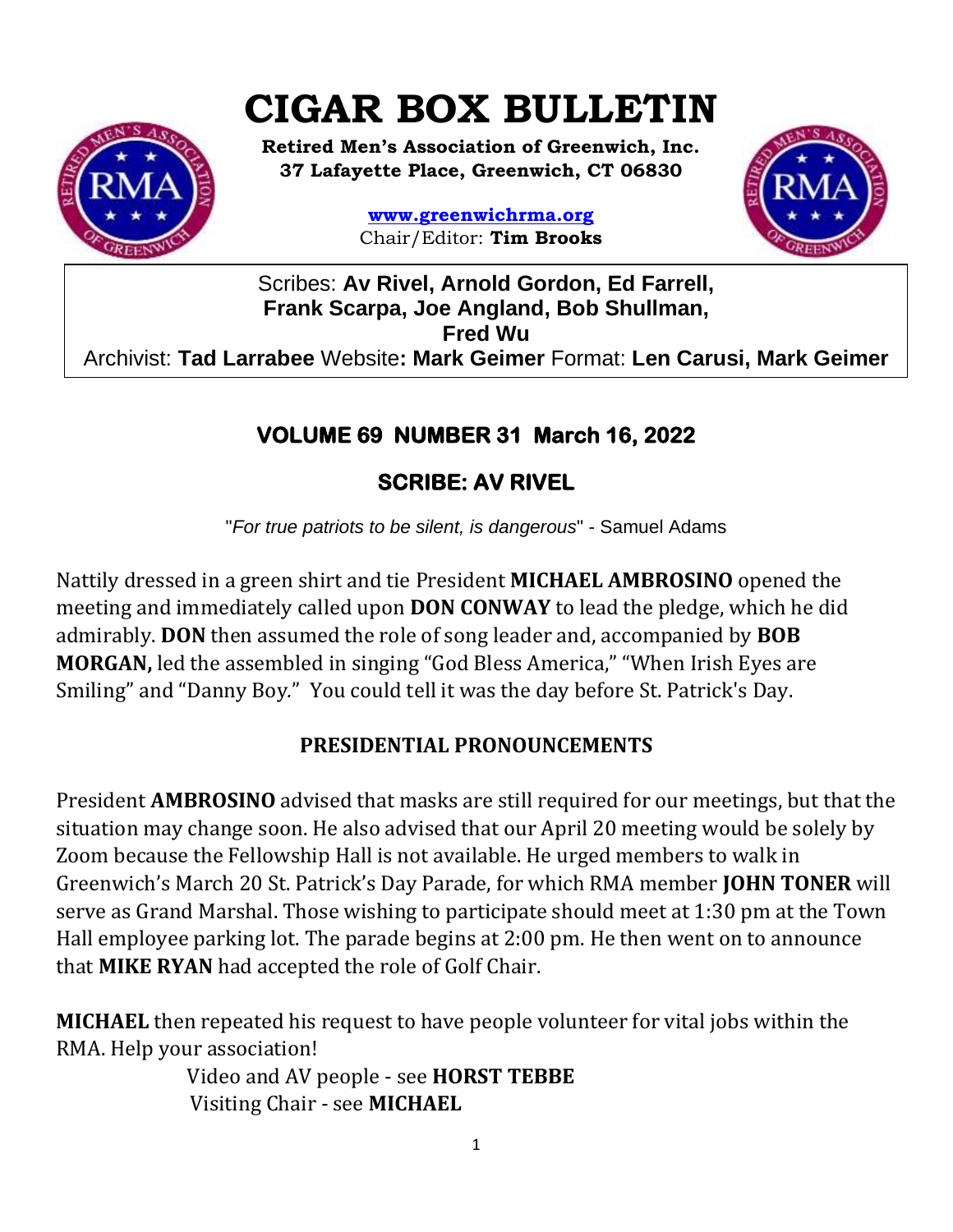# CIGAR BOX BULLETIN

**Retired Men's Association of Greenwich, Inc.**
**37 Lafayette Place, Greenwich, CT 06830**

**www.greenwichrma.org**
Chair/Editor: **Tim Brooks**

Scribes: **Av Rivel, Arnold Gordon, Ed Farrell, Frank Scarpa, Joe Angland, Bob Shullman, Fred Wu**
Archivist: **Tad Larrabee** Website**: Mark Geimer** Format: **Len Carusi, Mark Geimer**

## VOLUME 69 NUMBER 31 March 16, 2022

## SCRIBE: AV RIVEL

"*For true patriots to be silent, is dangerous*" - Samuel Adams

Nattily dressed in a green shirt and tie President **MICHAEL AMBROSINO** opened the meeting and immediately called upon **DON CONWAY** to lead the pledge, which he did admirably. **DON** then assumed the role of song leader and, accompanied by **BOB MORGAN,** led the assembled in singing "God Bless America," "When Irish Eyes are Smiling" and "Danny Boy." You could tell it was the day before St. Patrick's Day.

### PRESIDENTIAL PRONOUNCEMENTS

President **AMBROSINO** advised that masks are still required for our meetings, but that the situation may change soon. He also advised that our April 20 meeting would be solely by Zoom because the Fellowship Hall is not available. He urged members to walk in Greenwich's March 20 St. Patrick's Day Parade, for which RMA member **JOHN TONER** will serve as Grand Marshal. Those wishing to participate should meet at 1:30 pm at the Town Hall employee parking lot. The parade begins at 2:00 pm. He then went on to announce that **MIKE RYAN** had accepted the role of Golf Chair.

**MICHAEL** then repeated his request to have people volunteer for vital jobs within the RMA. Help your association!

Video and AV people - see **HORST TEBBE**
Visiting Chair - see **MICHAEL**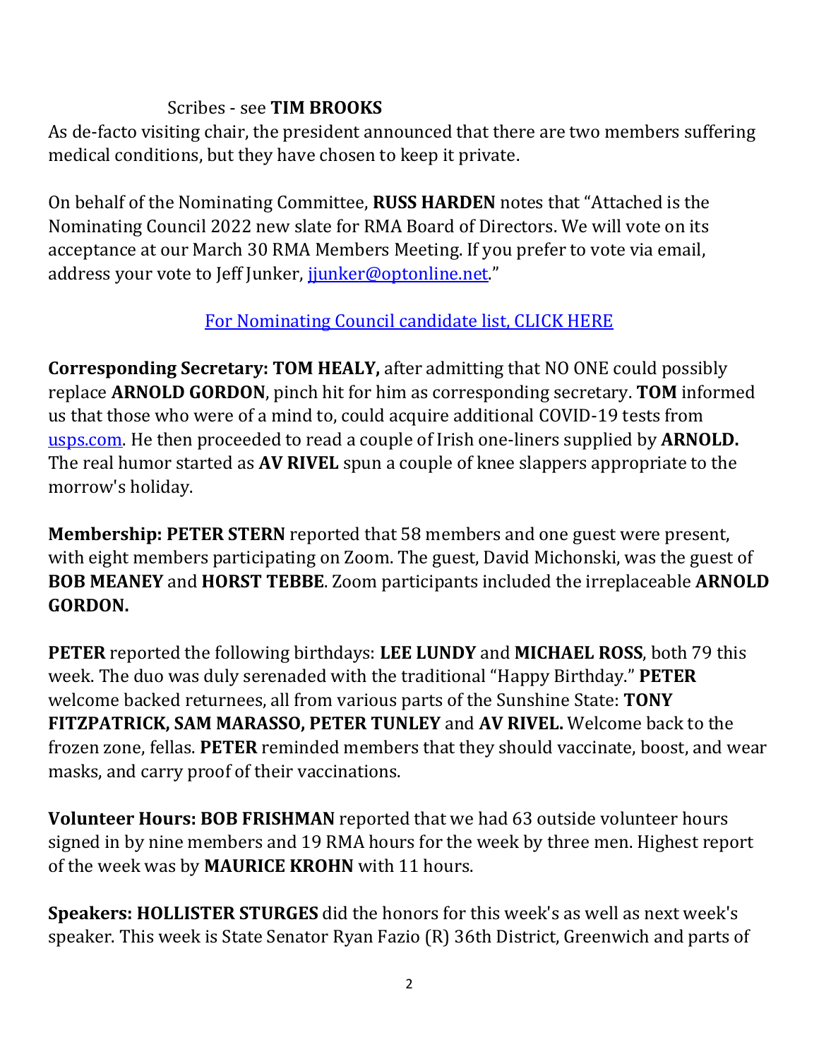Scribes - see **TIM BROOKS**

As de-facto visiting chair, the president announced that there are two members suffering medical conditions, but they have chosen to keep it private.

On behalf of the Nominating Committee, **RUSS HARDEN** notes that "Attached is the Nominating Council 2022 new slate for RMA Board of Directors. We will vote on its acceptance at our March 30 RMA Members Meeting. If you prefer to vote via email, address your vote to Jeff Junker, jjunker@optonline.net."

For Nominating Council candidate list, CLICK HERE

**Corresponding Secretary: TOM HEALY,** after admitting that NO ONE could possibly replace **ARNOLD GORDON**, pinch hit for him as corresponding secretary. **TOM** informed us that those who were of a mind to, could acquire additional COVID-19 tests from usps.com. He then proceeded to read a couple of Irish one-liners supplied by **ARNOLD.** The real humor started as **AV RIVEL** spun a couple of knee slappers appropriate to the morrow's holiday.

**Membership: PETER STERN** reported that 58 members and one guest were present, with eight members participating on Zoom. The guest, David Michonski, was the guest of **BOB MEANEY** and **HORST TEBBE**. Zoom participants included the irreplaceable **ARNOLD GORDON.**

**PETER** reported the following birthdays: **LEE LUNDY** and **MICHAEL ROSS**, both 79 this week. The duo was duly serenaded with the traditional "Happy Birthday." **PETER** welcome backed returnees, all from various parts of the Sunshine State: **TONY FITZPATRICK, SAM MARASSO, PETER TUNLEY** and **AV RIVEL.** Welcome back to the frozen zone, fellas. **PETER** reminded members that they should vaccinate, boost, and wear masks, and carry proof of their vaccinations.

**Volunteer Hours: BOB FRISHMAN** reported that we had 63 outside volunteer hours signed in by nine members and 19 RMA hours for the week by three men. Highest report of the week was by **MAURICE KROHN** with 11 hours.

**Speakers: HOLLISTER STURGES** did the honors for this week's as well as next week's speaker. This week is State Senator Ryan Fazio (R) 36th District, Greenwich and parts of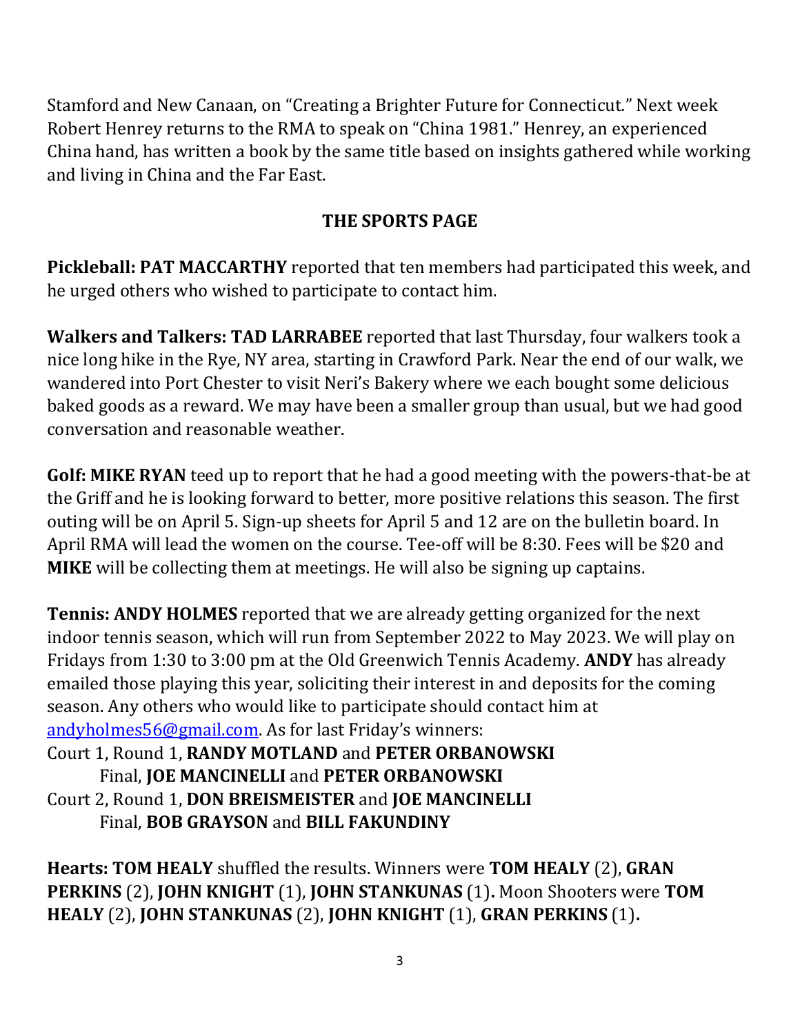Stamford and New Canaan, on "Creating a Brighter Future for Connecticut." Next week Robert Henrey returns to the RMA to speak on "China 1981." Henrey, an experienced China hand, has written a book by the same title based on insights gathered while working and living in China and the Far East.

## THE SPORTS PAGE

**Pickleball: PAT MACCARTHY** reported that ten members had participated this week, and he urged others who wished to participate to contact him.

**Walkers and Talkers: TAD LARRABEE** reported that last Thursday, four walkers took a nice long hike in the Rye, NY area, starting in Crawford Park. Near the end of our walk, we wandered into Port Chester to visit Neri's Bakery where we each bought some delicious baked goods as a reward. We may have been a smaller group than usual, but we had good conversation and reasonable weather.

**Golf: MIKE RYAN** teed up to report that he had a good meeting with the powers-that-be at the Griff and he is looking forward to better, more positive relations this season. The first outing will be on April 5. Sign-up sheets for April 5 and 12 are on the bulletin board. In April RMA will lead the women on the course. Tee-off will be 8:30. Fees will be $20 and **MIKE** will be collecting them at meetings. He will also be signing up captains.

**Tennis: ANDY HOLMES** reported that we are already getting organized for the next indoor tennis season, which will run from September 2022 to May 2023. We will play on Fridays from 1:30 to 3:00 pm at the Old Greenwich Tennis Academy. **ANDY** has already emailed those playing this year, soliciting their interest in and deposits for the coming season. Any others who would like to participate should contact him at andyholmes56@gmail.com. As for last Friday's winners:
Court 1, Round 1, **RANDY MOTLAND** and **PETER ORBANOWSKI**
Final, **JOE MANCINELLI** and **PETER ORBANOWSKI**
Court 2, Round 1, **DON BREISMEISTER** and **JOE MANCINELLI**
Final, **BOB GRAYSON** and **BILL FAKUNDINY**

**Hearts: TOM HEALY** shuffled the results. Winners were **TOM HEALY** (2), **GRAN PERKINS** (2), **JOHN KNIGHT** (1), **JOHN STANKUNAS** (1)**.** Moon Shooters were **TOM HEALY** (2), **JOHN STANKUNAS** (2), **JOHN KNIGHT** (1), **GRAN PERKINS** (1)**.**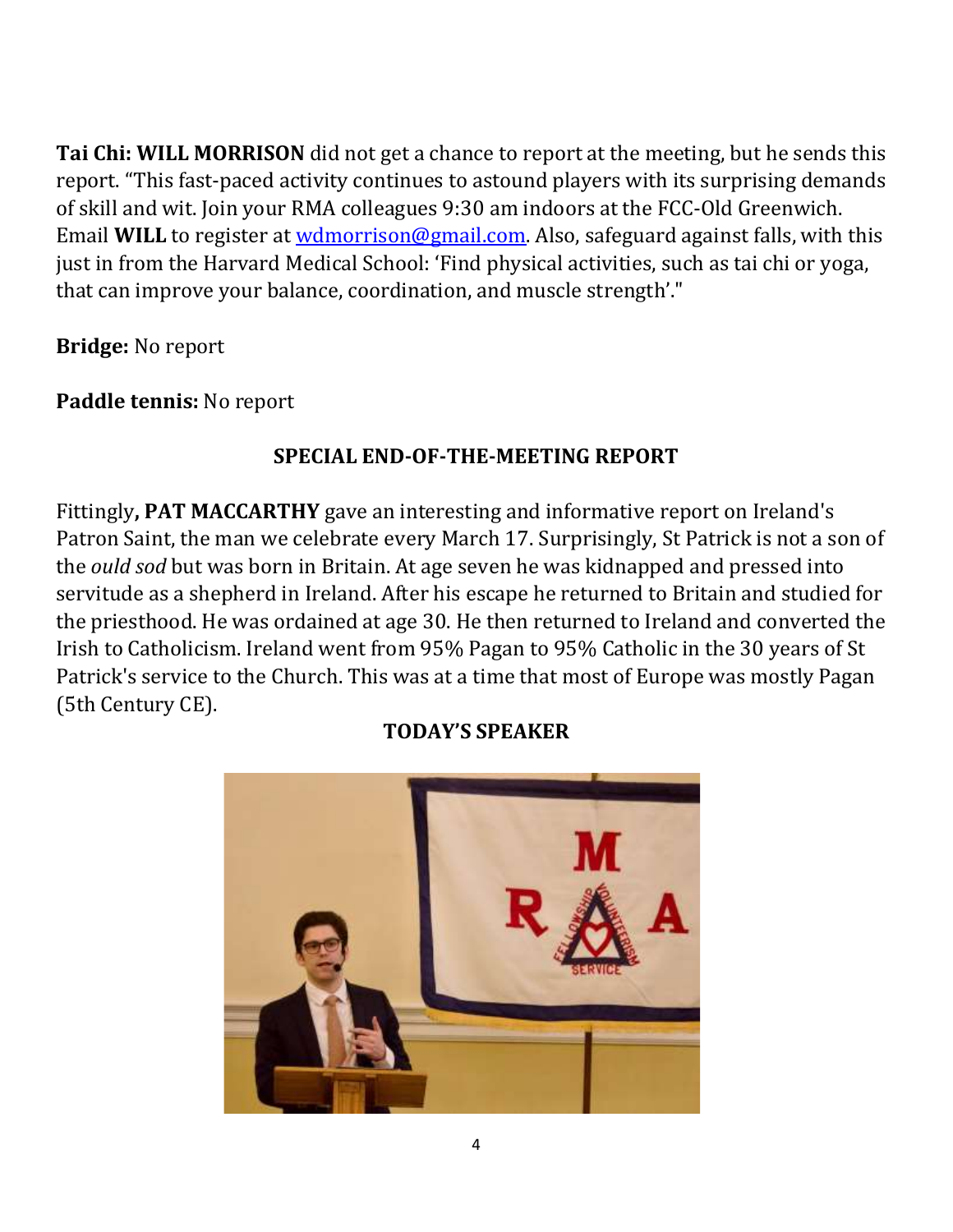**Tai Chi: WILL MORRISON** did not get a chance to report at the meeting, but he sends this report. “This fast-paced activity continues to astound players with its surprising demands of skill and wit. Join your RMA colleagues 9:30 am indoors at the FCC-Old Greenwich. Email **WILL** to register at wdmorrison@gmail.com. Also, safeguard against falls, with this just in from the Harvard Medical School: ‘Find physical activities, such as tai chi or yoga, that can improve your balance, coordination, and muscle strength’."

**Bridge:** No report

**Paddle tennis:** No report

## SPECIAL END-OF-THE-MEETING REPORT

Fittingly**, PAT MACCARTHY** gave an interesting and informative report on Ireland's Patron Saint, the man we celebrate every March 17. Surprisingly, St Patrick is not a son of the *ould sod* but was born in Britain. At age seven he was kidnapped and pressed into servitude as a shepherd in Ireland. After his escape he returned to Britain and studied for the priesthood. He was ordained at age 30. He then returned to Ireland and converted the Irish to Catholicism. Ireland went from 95% Pagan to 95% Catholic in the 30 years of St Patrick's service to the Church. This was at a time that most of Europe was mostly Pagan (5th Century CE).

## TODAY’S SPEAKER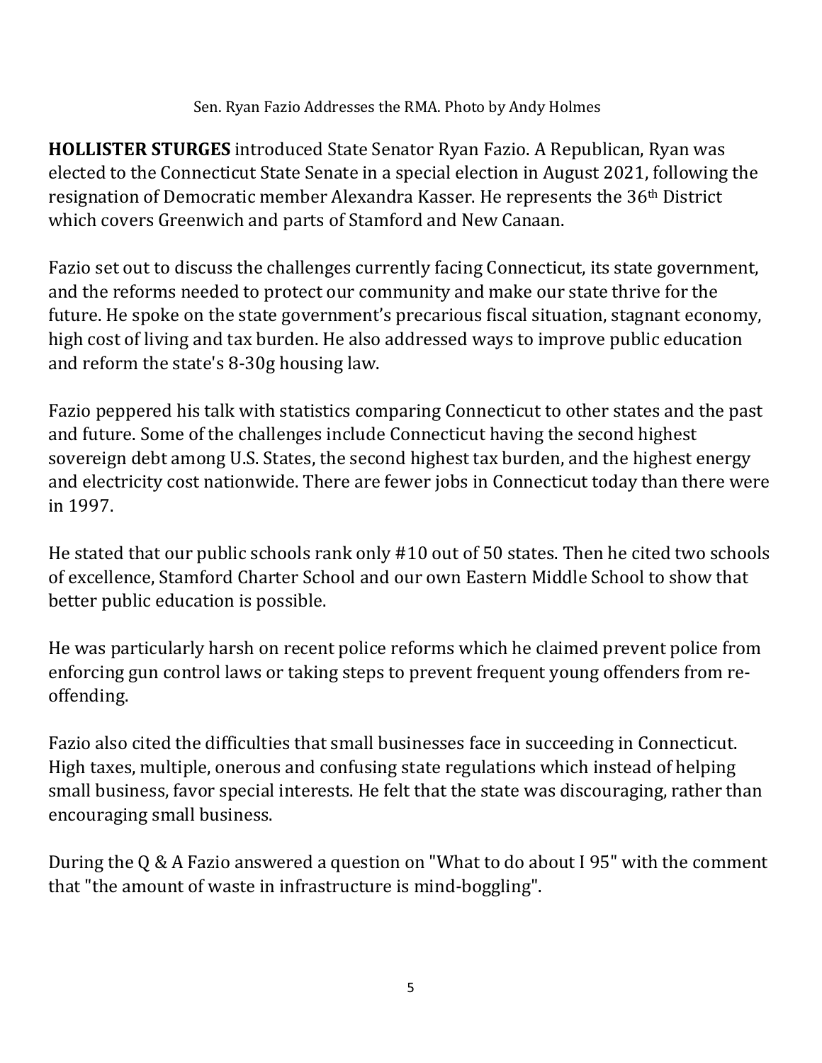Sen. Ryan Fazio Addresses the RMA. Photo by Andy Holmes

**HOLLISTER STURGES** introduced State Senator Ryan Fazio. A Republican, Ryan was elected to the Connecticut State Senate in a special election in August 2021, following the resignation of Democratic member Alexandra Kasser. He represents the 36th District which covers Greenwich and parts of Stamford and New Canaan.

Fazio set out to discuss the challenges currently facing Connecticut, its state government, and the reforms needed to protect our community and make our state thrive for the future. He spoke on the state government's precarious fiscal situation, stagnant economy, high cost of living and tax burden. He also addressed ways to improve public education and reform the state's 8-30g housing law.

Fazio peppered his talk with statistics comparing Connecticut to other states and the past and future. Some of the challenges include Connecticut having the second highest sovereign debt among U.S. States, the second highest tax burden, and the highest energy and electricity cost nationwide. There are fewer jobs in Connecticut today than there were in 1997.

He stated that our public schools rank only #10 out of 50 states. Then he cited two schools of excellence, Stamford Charter School and our own Eastern Middle School to show that better public education is possible.

He was particularly harsh on recent police reforms which he claimed prevent police from enforcing gun control laws or taking steps to prevent frequent young offenders from re-offending.

Fazio also cited the difficulties that small businesses face in succeeding in Connecticut. High taxes, multiple, onerous and confusing state regulations which instead of helping small business, favor special interests. He felt that the state was discouraging, rather than encouraging small business.

During the Q & A Fazio answered a question on "What to do about I 95" with the comment that "the amount of waste in infrastructure is mind-boggling".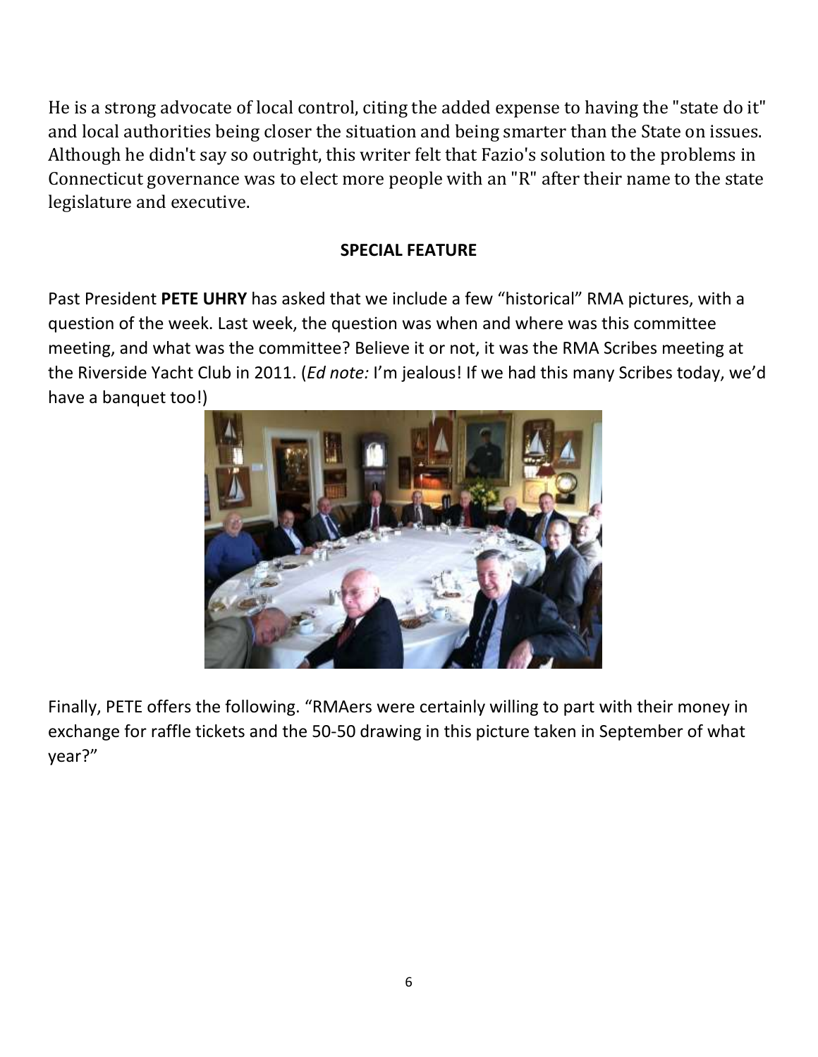He is a strong advocate of local control, citing the added expense to having the "state do it" and local authorities being closer the situation and being smarter than the State on issues. Although he didn't say so outright, this writer felt that Fazio's solution to the problems in Connecticut governance was to elect more people with an "R" after their name to the state legislature and executive.

**SPECIAL FEATURE**

Past President **PETE UHRY** has asked that we include a few “historical” RMA pictures, with a question of the week. Last week, the question was when and where was this committee meeting, and what was the committee? Believe it or not, it was the RMA Scribes meeting at the Riverside Yacht Club in 2011. (*Ed note:* I’m jealous! If we had this many Scribes today, we’d have a banquet too!)

Finally, PETE offers the following. “RMAers were certainly willing to part with their money in exchange for raffle tickets and the 50-50 drawing in this picture taken in September of what year?”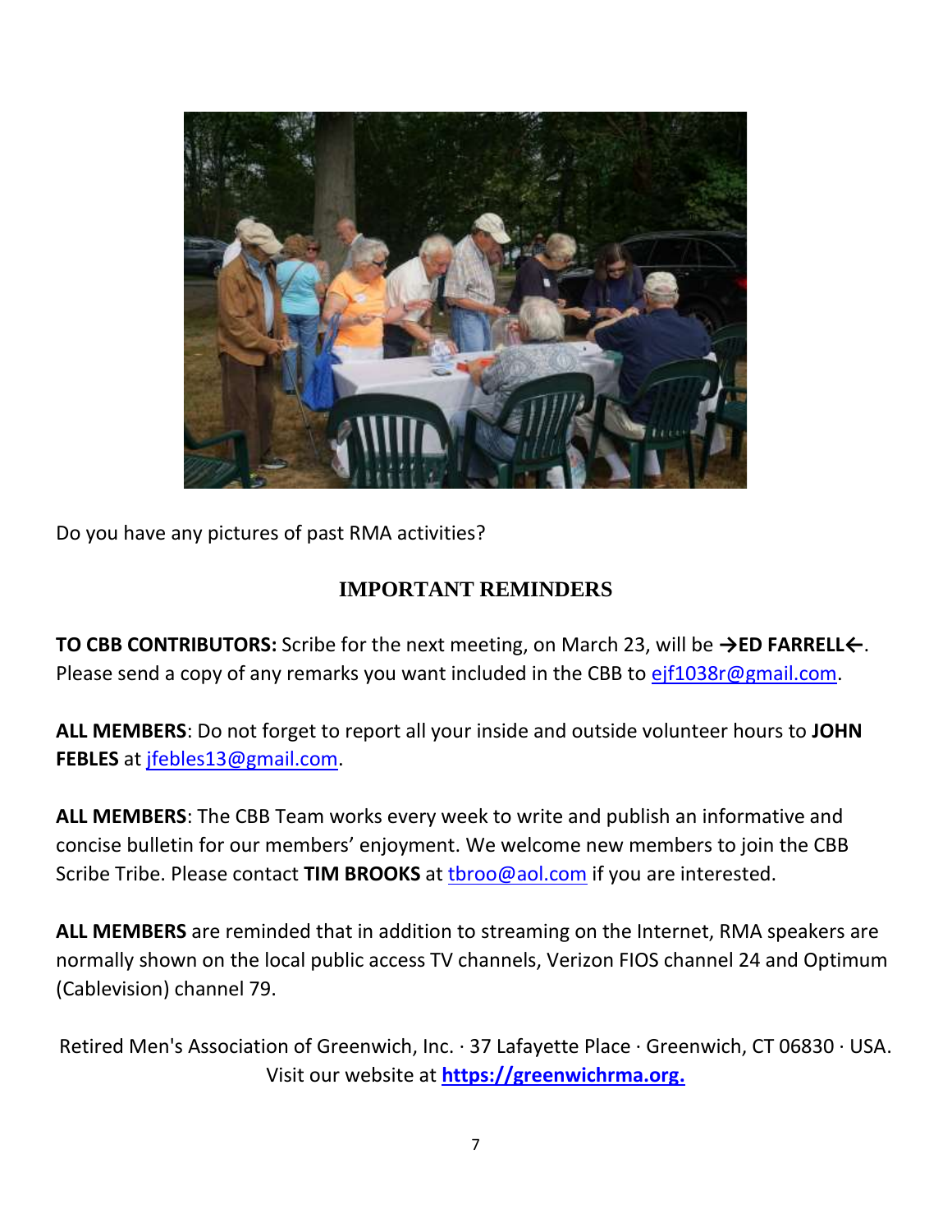Do you have any pictures of past RMA activities?

## IMPORTANT REMINDERS

**TO CBB CONTRIBUTORS:** Scribe for the next meeting, on March 23, will be **→ED FARRELL←**. Please send a copy of any remarks you want included in the CBB to ejf1038r@gmail.com.

**ALL MEMBERS**: Do not forget to report all your inside and outside volunteer hours to **JOHN FEBLES** at jfebles13@gmail.com.

**ALL MEMBERS**: The CBB Team works every week to write and publish an informative and concise bulletin for our members' enjoyment. We welcome new members to join the CBB Scribe Tribe. Please contact **TIM BROOKS** at tbroo@aol.com if you are interested.

**ALL MEMBERS** are reminded that in addition to streaming on the Internet, RMA speakers are normally shown on the local public access TV channels, Verizon FIOS channel 24 and Optimum (Cablevision) channel 79.

Retired Men's Association of Greenwich, Inc. · 37 Lafayette Place · Greenwich, CT 06830 · USA.
Visit our website at **https://greenwichrma.org.**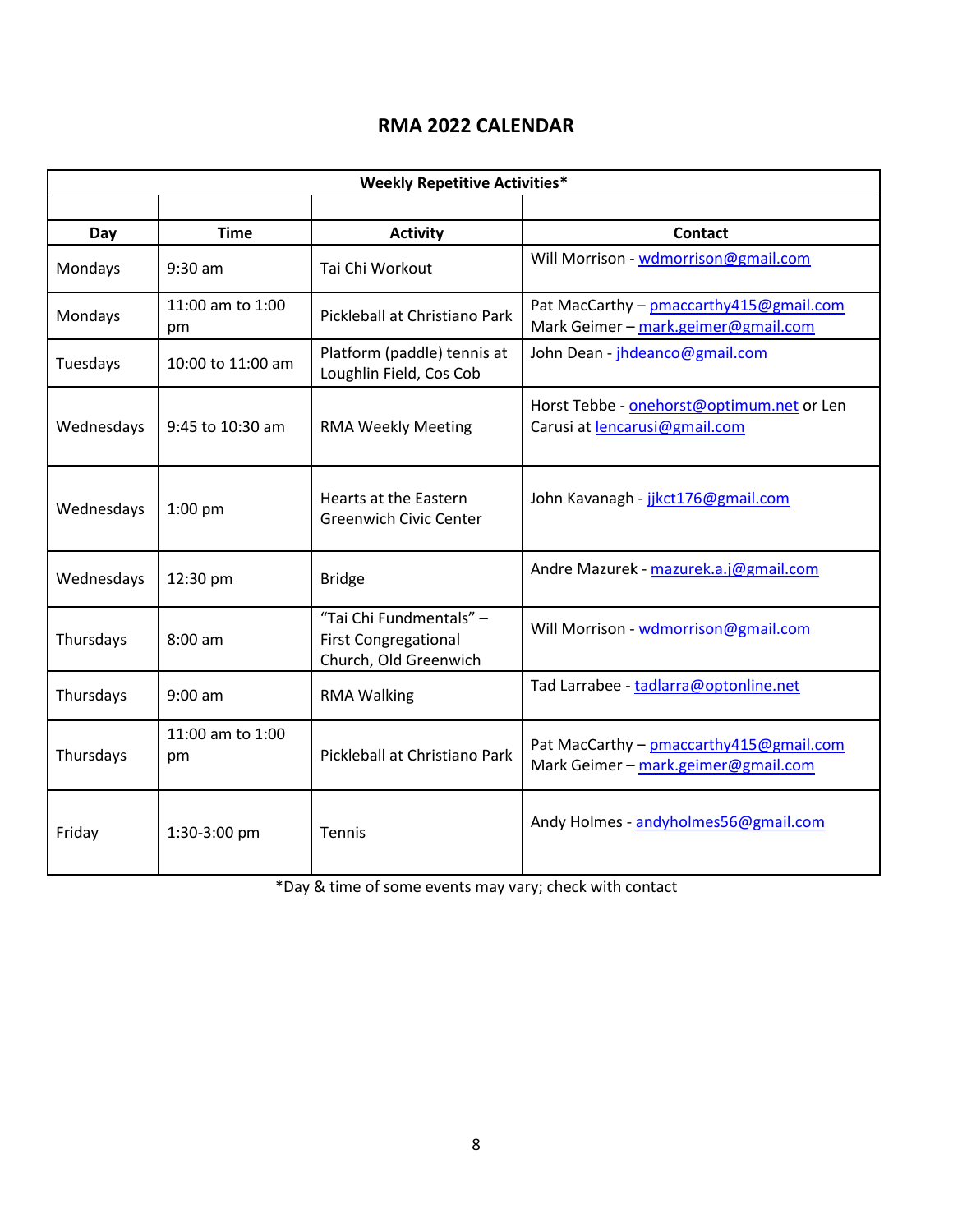# RMA 2022 CALENDAR

| Weekly Repetitive Activities* | | | |
|---|---|---|---|
| | | | |
| **Day** | **Time** | **Activity** | **Contact** |
| Mondays | 9:30 am | Tai Chi Workout | Will Morrison - wdmorrison@gmail.com |
| Mondays | 11:00 am to 1:00 pm | Pickleball at Christiano Park | Pat MacCarthy – pmaccarthy415@gmail.com Mark Geimer – mark.geimer@gmail.com |
| Tuesdays | 10:00 to 11:00 am | Platform (paddle) tennis at Loughlin Field, Cos Cob | John Dean - jhdeanco@gmail.com |
| Wednesdays | 9:45 to 10:30 am | RMA Weekly Meeting | Horst Tebbe - onehorst@optimum.net or Len Carusi at lencarusi@gmail.com |
| Wednesdays | 1:00 pm | Hearts at the Eastern Greenwich Civic Center | John Kavanagh - jjkct176@gmail.com |
| Wednesdays | 12:30 pm | Bridge | Andre Mazurek - mazurek.a.j@gmail.com |
| Thursdays | 8:00 am | "Tai Chi Fundments" – First Congregational Church, Old Greenwich | Will Morrison - wdmorrison@gmail.com |
| Thursdays | 9:00 am | RMA Walking | Tad Larrabee - tadlarra@optonline.net |
| Thursdays | 11:00 am to 1:00 pm | Pickleball at Christiano Park | Pat MacCarthy – pmaccarthy415@gmail.com Mark Geimer – mark.geimer@gmail.com |
| Friday | 1:30-3:00 pm | Tennis | Andy Holmes - andyholmes56@gmail.com |

*Day & time of some events may vary; check with contact